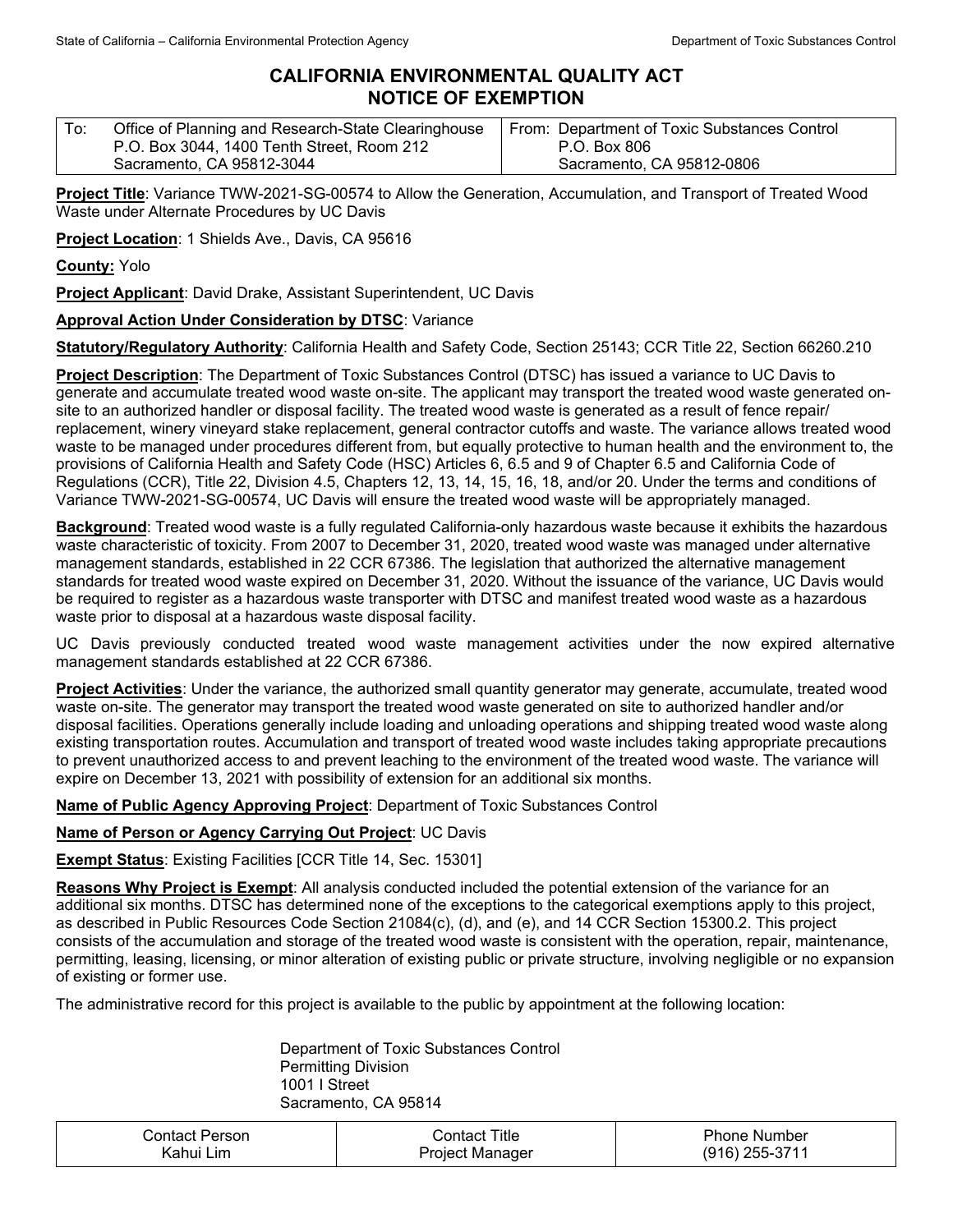# CALIFORNIA ENVIRONMENTAL QUALITY ACT
# NOTICE OF EXEMPTION

| To: Office of Planning and Research-State Clearinghouse<br>P.O. Box 3044, 1400 Tenth Street, Room 212<br>Sacramento, CA 95812-3044 | From: Department of Toxic Substances Control<br>P.O. Box 806<br>Sacramento, CA 95812-0806 |
|---|---|

**Project Title**: Variance TWW-2021-SG-00574 to Allow the Generation, Accumulation, and Transport of Treated Wood Waste under Alternate Procedures by UC Davis

**Project Location**: 1 Shields Ave., Davis, CA 95616

**County:** Yolo

**Project Applicant**: David Drake, Assistant Superintendent, UC Davis

**Approval Action Under Consideration by DTSC**: Variance

**Statutory/Regulatory Authority**: California Health and Safety Code, Section 25143; CCR Title 22, Section 66260.210

**Project Description**: The Department of Toxic Substances Control (DTSC) has issued a variance to UC Davis to generate and accumulate treated wood waste on-site. The applicant may transport the treated wood waste generated on-site to an authorized handler or disposal facility. The treated wood waste is generated as a result of fence repair/ replacement, winery vineyard stake replacement, general contractor cutoffs and waste. The variance allows treated wood waste to be managed under procedures different from, but equally protective to human health and the environment to, the provisions of California Health and Safety Code (HSC) Articles 6, 6.5 and 9 of Chapter 6.5 and California Code of Regulations (CCR), Title 22, Division 4.5, Chapters 12, 13, 14, 15, 16, 18, and/or 20. Under the terms and conditions of Variance TWW-2021-SG-00574, UC Davis will ensure the treated wood waste will be appropriately managed.

**Background**: Treated wood waste is a fully regulated California-only hazardous waste because it exhibits the hazardous waste characteristic of toxicity. From 2007 to December 31, 2020, treated wood waste was managed under alternative management standards, established in 22 CCR 67386. The legislation that authorized the alternative management standards for treated wood waste expired on December 31, 2020. Without the issuance of the variance, UC Davis would be required to register as a hazardous waste transporter with DTSC and manifest treated wood waste as a hazardous waste prior to disposal at a hazardous waste disposal facility.

UC Davis previously conducted treated wood waste management activities under the now expired alternative management standards established at 22 CCR 67386.

**Project Activities**: Under the variance, the authorized small quantity generator may generate, accumulate, treated wood waste on-site. The generator may transport the treated wood waste generated on site to authorized handler and/or disposal facilities. Operations generally include loading and unloading operations and shipping treated wood waste along existing transportation routes. Accumulation and transport of treated wood waste includes taking appropriate precautions to prevent unauthorized access to and prevent leaching to the environment of the treated wood waste. The variance will expire on December 13, 2021 with possibility of extension for an additional six months.

**Name of Public Agency Approving Project**: Department of Toxic Substances Control

**Name of Person or Agency Carrying Out Project**: UC Davis

**Exempt Status**: Existing Facilities [CCR Title 14, Sec. 15301]

**Reasons Why Project is Exempt**: All analysis conducted included the potential extension of the variance for an additional six months. DTSC has determined none of the exceptions to the categorical exemptions apply to this project, as described in Public Resources Code Section 21084(c), (d), and (e), and 14 CCR Section 15300.2. This project consists of the accumulation and storage of the treated wood waste is consistent with the operation, repair, maintenance, permitting, leasing, licensing, or minor alteration of existing public or private structure, involving negligible or no expansion of existing or former use.

The administrative record for this project is available to the public by appointment at the following location:

Department of Toxic Substances Control
Permitting Division
1001 I Street
Sacramento, CA 95814

| Contact Person | Contact Title | Phone Number |
|---|---|---|
| Kahui Lim | Project Manager | (916) 255-3711 |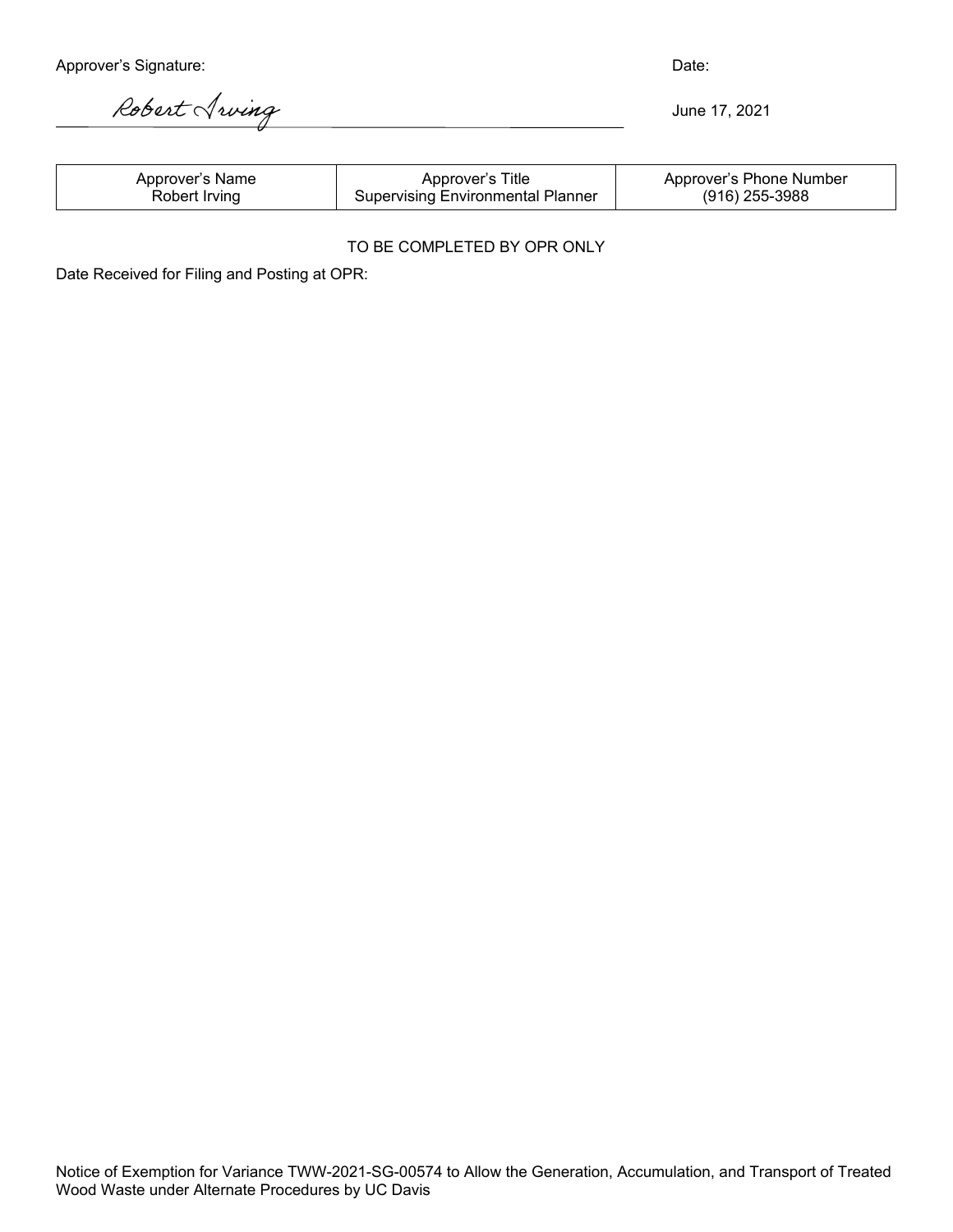Approver's Signature: Date:

Robert Irving June 17, 2021

| Approver's Name | Approver's Title | Approver's Phone Number |
|---|---|---|
| Robert Irving | Supervising Environmental Planner | (916) 255-3988 |

TO BE COMPLETED BY OPR ONLY

Date Received for Filing and Posting at OPR: